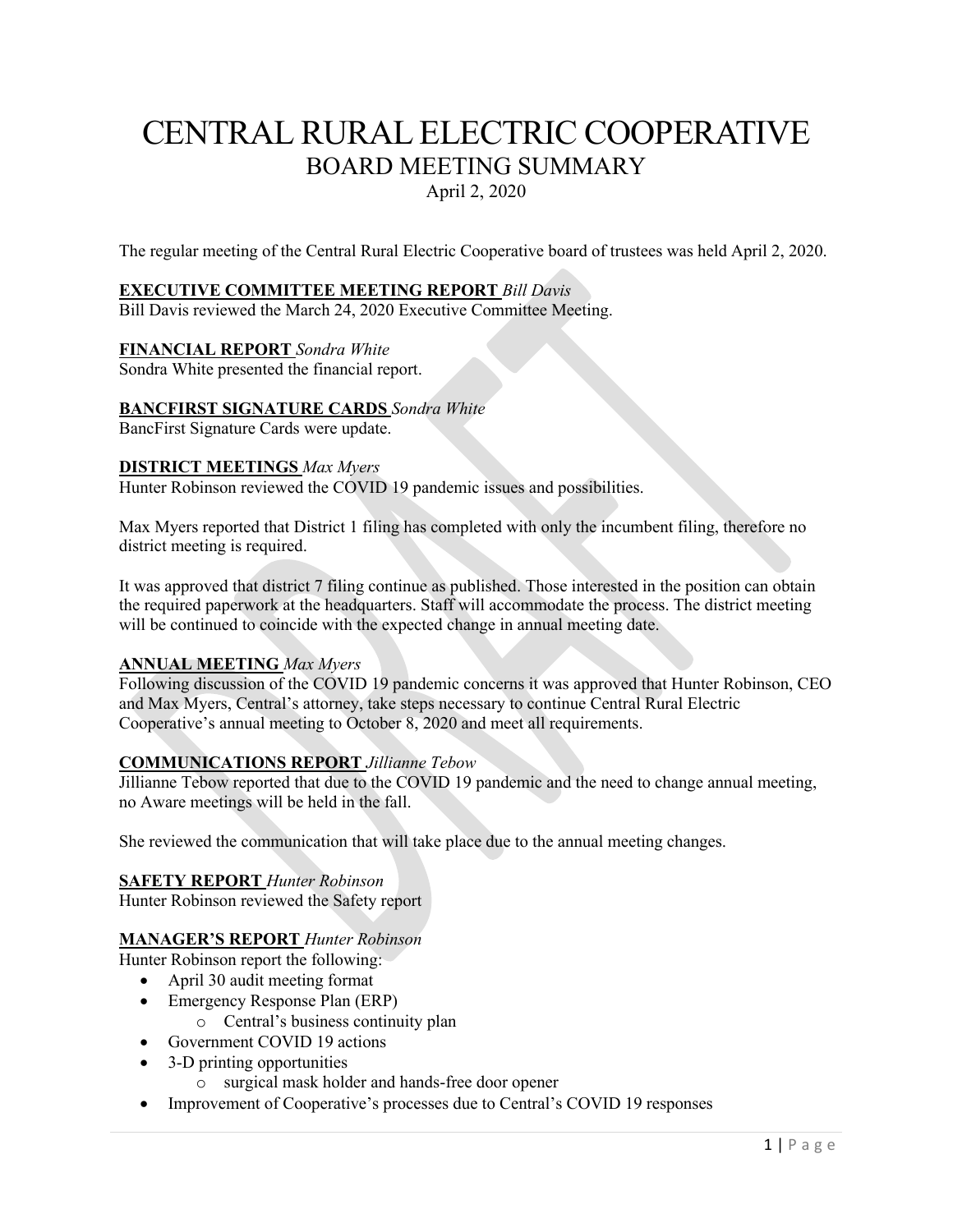# CENTRAL RURAL ELECTRIC COOPERATIVE

## BOARD MEETING SUMMARY

April 2, 2020

The regular meeting of the Central Rural Electric Cooperative board of trustees was held April 2, 2020.

**EXECUTIVE COMMITTEE MEETING REPORT** *Bill Davis*

Bill Davis reviewed the March 24, 2020 Executive Committee Meeting.

**FINANCIAL REPORT** *Sondra White*

Sondra White presented the financial report.

**BANCFIRST SIGNATURE CARDS** *Sondra White*

BancFirst Signature Cards were update.

**DISTRICT MEETINGS** *Max Myers*

Hunter Robinson reviewed the COVID 19 pandemic issues and possibilities.

Max Myers reported that District 1 filing has completed with only the incumbent filing, therefore no district meeting is required.

It was approved that district 7 filing continue as published. Those interested in the position can obtain the required paperwork at the headquarters. Staff will accommodate the process. The district meeting will be continued to coincide with the expected change in annual meeting date.

**ANNUAL MEETING** *Max Myers*

Following discussion of the COVID 19 pandemic concerns it was approved that Hunter Robinson, CEO and Max Myers, Central's attorney, take steps necessary to continue Central Rural Electric Cooperative's annual meeting to October 8, 2020 and meet all requirements.

**COMMUNICATIONS REPORT** *Jillianne Tebow*

Jillianne Tebow reported that due to the COVID 19 pandemic and the need to change annual meeting, no Aware meetings will be held in the fall.

She reviewed the communication that will take place due to the annual meeting changes.

**SAFETY REPORT** *Hunter Robinson*

Hunter Robinson reviewed the Safety report

**MANAGER'S REPORT** *Hunter Robinson*

Hunter Robinson report the following:

- April 30 audit meeting format
- Emergency Response Plan (ERP)
  - Central's business continuity plan
- Government COVID 19 actions
- 3-D printing opportunities
  - surgical mask holder and hands-free door opener
- Improvement of Cooperative's processes due to Central's COVID 19 responses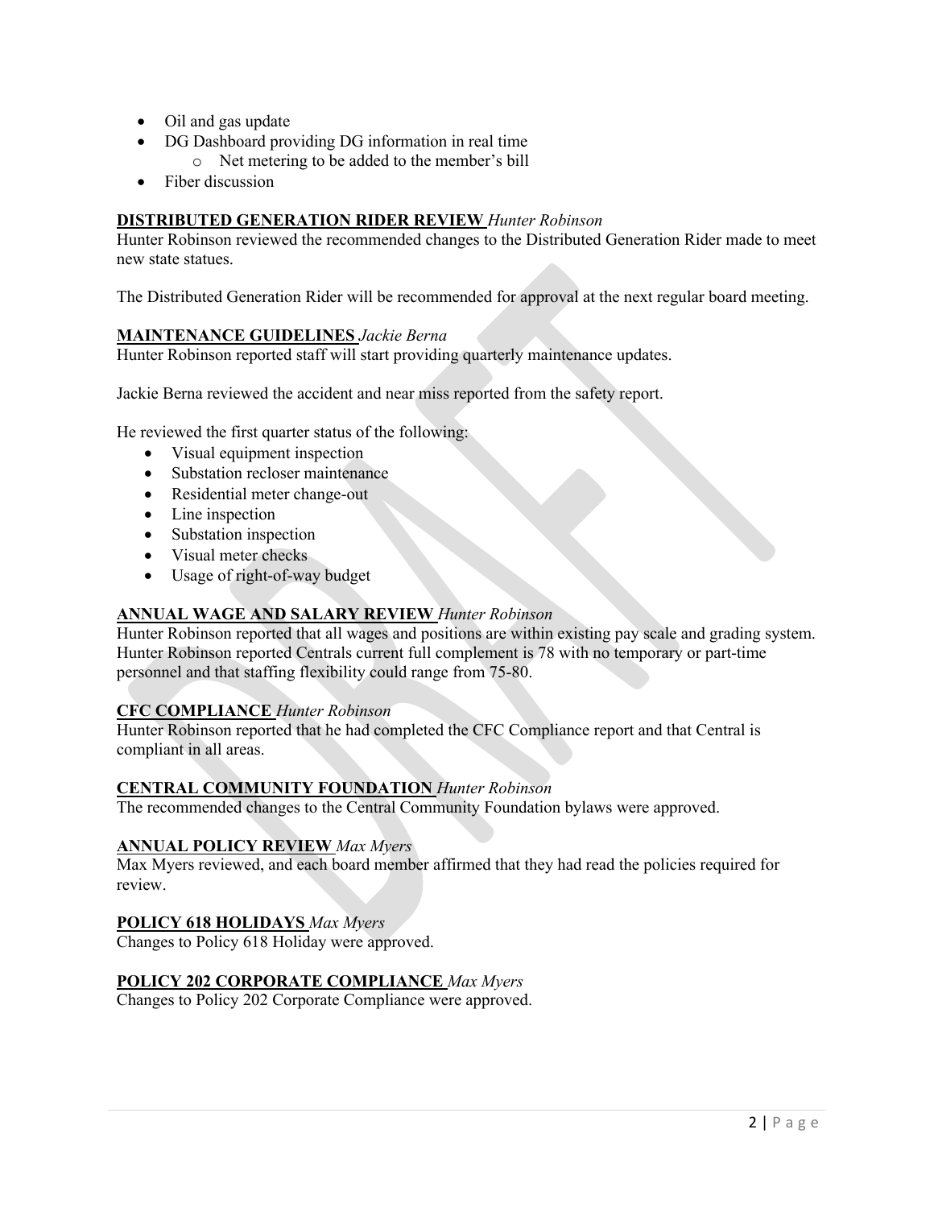- Oil and gas update
- DG Dashboard providing DG information in real time
  - Net metering to be added to the member's bill
- Fiber discussion

**DISTRIBUTED GENERATION RIDER REVIEW** *Hunter Robinson*

Hunter Robinson reviewed the recommended changes to the Distributed Generation Rider made to meet new state statues.

The Distributed Generation Rider will be recommended for approval at the next regular board meeting.

**MAINTENANCE GUIDELINES** *Jackie Berna*

Hunter Robinson reported staff will start providing quarterly maintenance updates.

Jackie Berna reviewed the accident and near miss reported from the safety report.

He reviewed the first quarter status of the following:

- Visual equipment inspection
- Substation recloser maintenance
- Residential meter change-out
- Line inspection
- Substation inspection
- Visual meter checks
- Usage of right-of-way budget

**ANNUAL WAGE AND SALARY REVIEW** *Hunter Robinson*

Hunter Robinson reported that all wages and positions are within existing pay scale and grading system. Hunter Robinson reported Centrals current full complement is 78 with no temporary or part-time personnel and that staffing flexibility could range from 75-80.

**CFC COMPLIANCE** *Hunter Robinson*

Hunter Robinson reported that he had completed the CFC Compliance report and that Central is compliant in all areas.

**CENTRAL COMMUNITY FOUNDATION** *Hunter Robinson*

The recommended changes to the Central Community Foundation bylaws were approved.

**ANNUAL POLICY REVIEW** *Max Myers*

Max Myers reviewed, and each board member affirmed that they had read the policies required for review.

**POLICY 618 HOLIDAYS** *Max Myers*

Changes to Policy 618 Holiday were approved.

**POLICY 202 CORPORATE COMPLIANCE** *Max Myers*

Changes to Policy 202 Corporate Compliance were approved.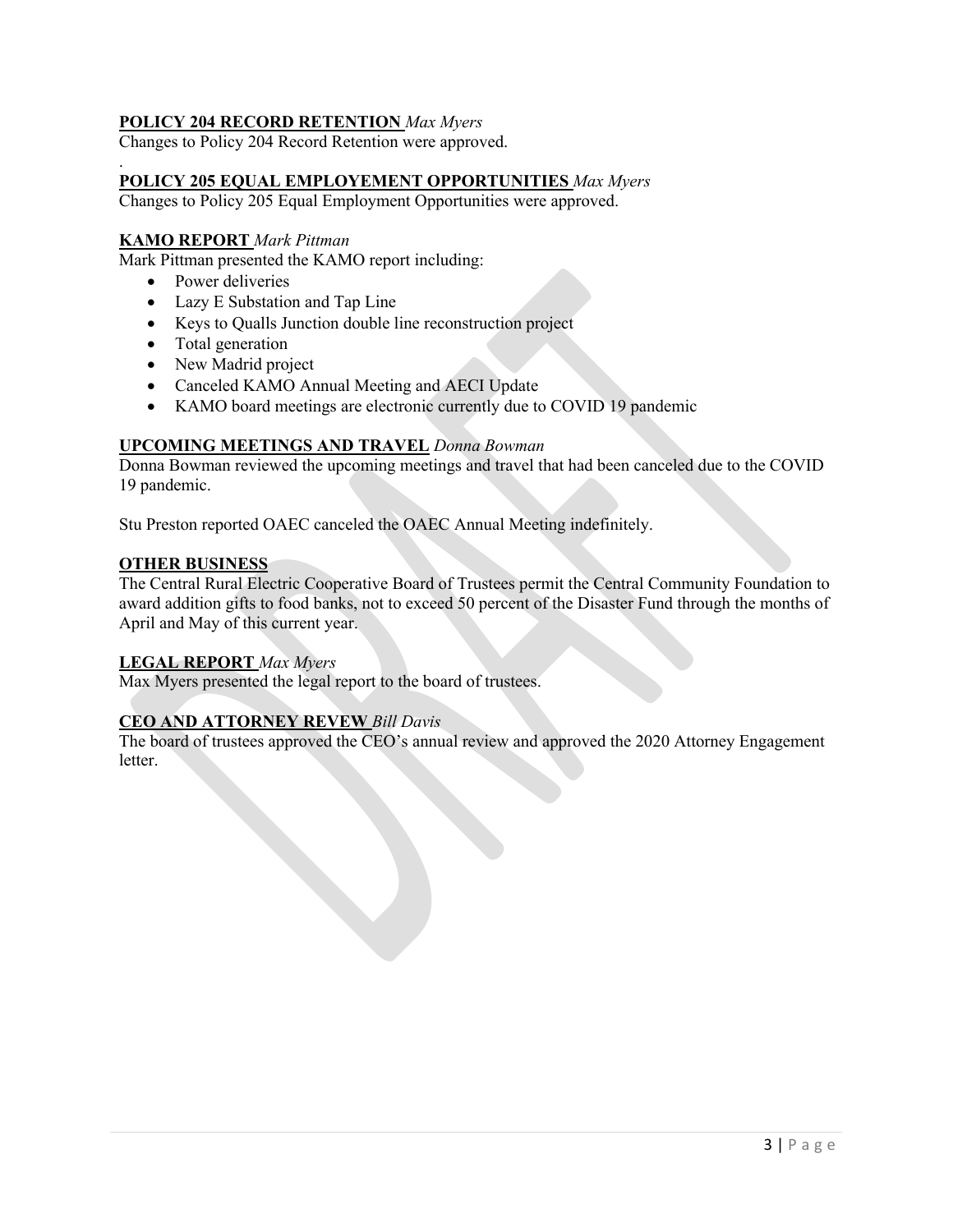**POLICY 204 RECORD RETENTION** *Max Myers*

Changes to Policy 204 Record Retention were approved.

.

**POLICY 205 EQUAL EMPLOYEMENT OPPORTUNITIES** *Max Myers*

Changes to Policy 205 Equal Employment Opportunities were approved.

**KAMO REPORT** *Mark Pittman*

Mark Pittman presented the KAMO report including:

- Power deliveries
- Lazy E Substation and Tap Line
- Keys to Qualls Junction double line reconstruction project
- Total generation
- New Madrid project
- Canceled KAMO Annual Meeting and AECI Update
- KAMO board meetings are electronic currently due to COVID 19 pandemic

**UPCOMING MEETINGS AND TRAVEL** *Donna Bowman*

Donna Bowman reviewed the upcoming meetings and travel that had been canceled due to the COVID 19 pandemic.

Stu Preston reported OAEC canceled the OAEC Annual Meeting indefinitely.

**OTHER BUSINESS**

The Central Rural Electric Cooperative Board of Trustees permit the Central Community Foundation to award addition gifts to food banks, not to exceed 50 percent of the Disaster Fund through the months of April and May of this current year.

**LEGAL REPORT** *Max Myers*

Max Myers presented the legal report to the board of trustees.

**CEO AND ATTORNEY REVEW** *Bill Davis*

The board of trustees approved the CEO's annual review and approved the 2020 Attorney Engagement letter.